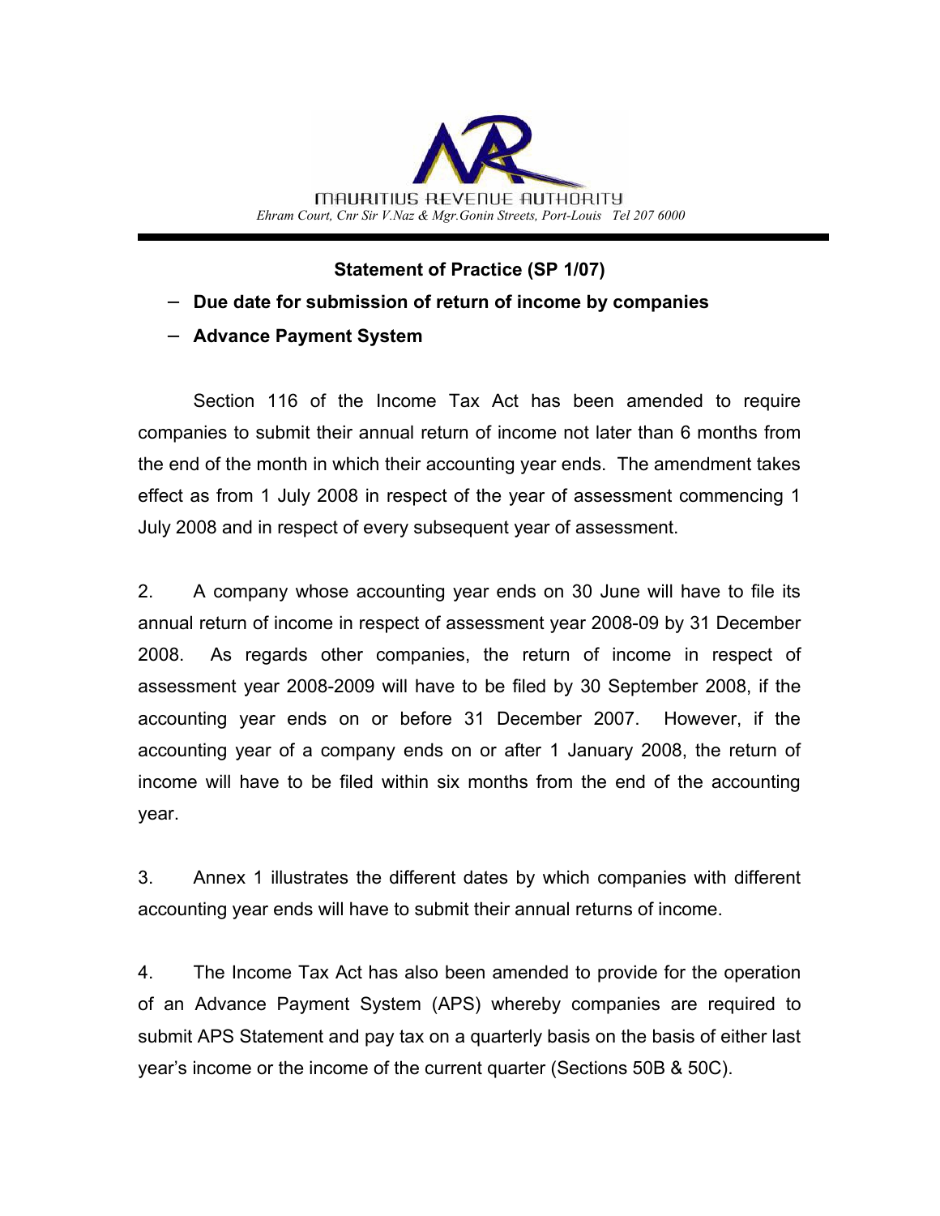MAURITIUS REVENUE AUTHORITY

*Ehram Court, Cnr Sir V.Naz & Mgr.Gonin Streets, Port-Louis Tel 207 6000*

**Statement of Practice (SP 1/07)**

- **Due date for submission of return of income by companies**
- **Advance Payment System**

Section 116 of the Income Tax Act has been amended to require companies to submit their annual return of income not later than 6 months from the end of the month in which their accounting year ends. The amendment takes effect as from 1 July 2008 in respect of the year of assessment commencing 1 July 2008 and in respect of every subsequent year of assessment.

2. A company whose accounting year ends on 30 June will have to file its annual return of income in respect of assessment year 2008-09 by 31 December 2008. As regards other companies, the return of income in respect of assessment year 2008-2009 will have to be filed by 30 September 2008, if the accounting year ends on or before 31 December 2007. However, if the accounting year of a company ends on or after 1 January 2008, the return of income will have to be filed within six months from the end of the accounting year.

3. Annex 1 illustrates the different dates by which companies with different accounting year ends will have to submit their annual returns of income.

4. The Income Tax Act has also been amended to provide for the operation of an Advance Payment System (APS) whereby companies are required to submit APS Statement and pay tax on a quarterly basis on the basis of either last year's income or the income of the current quarter (Sections 50B & 50C).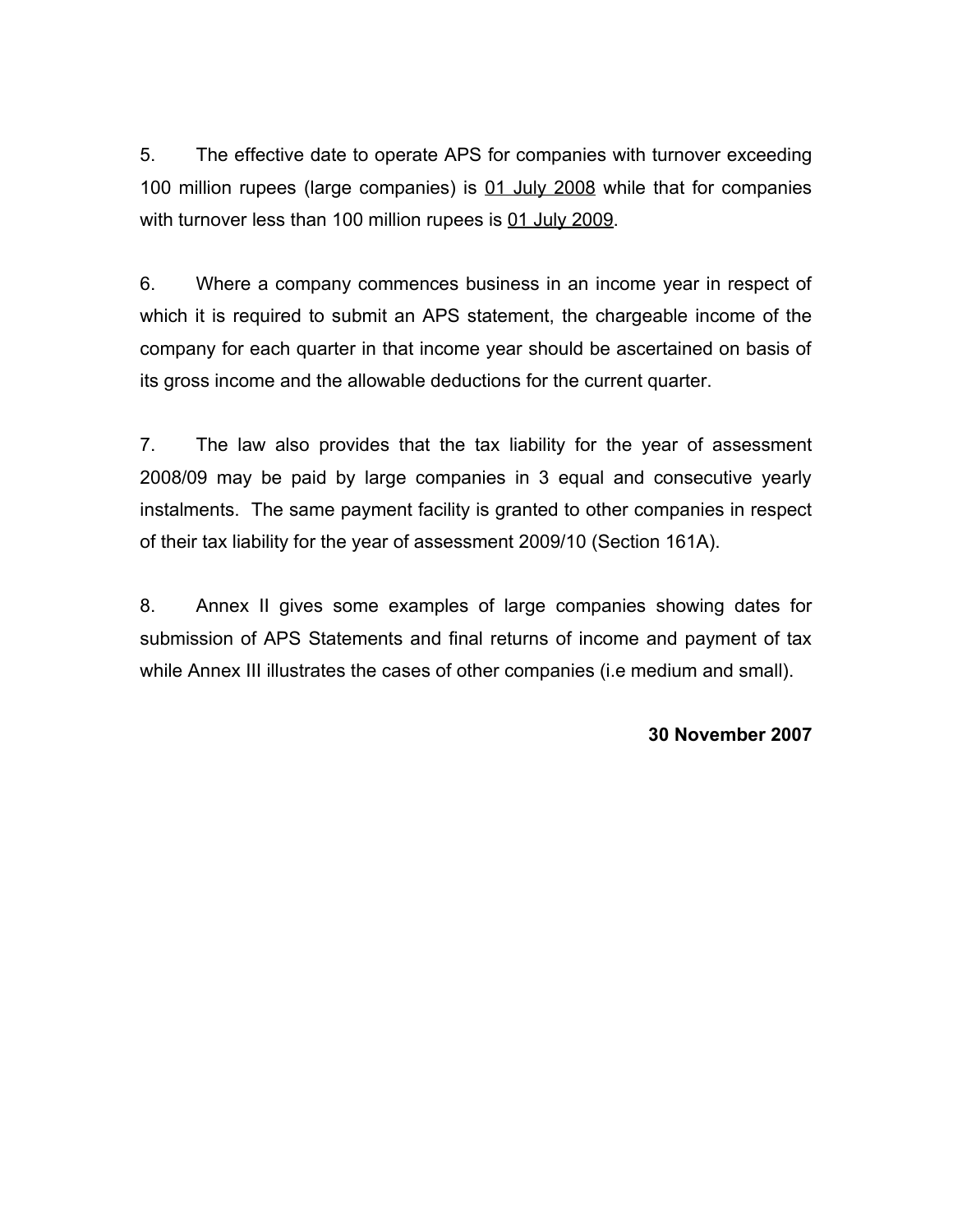5. The effective date to operate APS for companies with turnover exceeding 100 million rupees (large companies) is <u>01 July 2008</u> while that for companies with turnover less than 100 million rupees is <u>01 July 2009</u>.

6. Where a company commences business in an income year in respect of which it is required to submit an APS statement, the chargeable income of the company for each quarter in that income year should be ascertained on basis of its gross income and the allowable deductions for the current quarter.

7. The law also provides that the tax liability for the year of assessment 2008/09 may be paid by large companies in 3 equal and consecutive yearly instalments. The same payment facility is granted to other companies in respect of their tax liability for the year of assessment 2009/10 (Section 161A).

8. Annex II gives some examples of large companies showing dates for submission of APS Statements and final returns of income and payment of tax while Annex III illustrates the cases of other companies (i.e medium and small).

**30 November 2007**